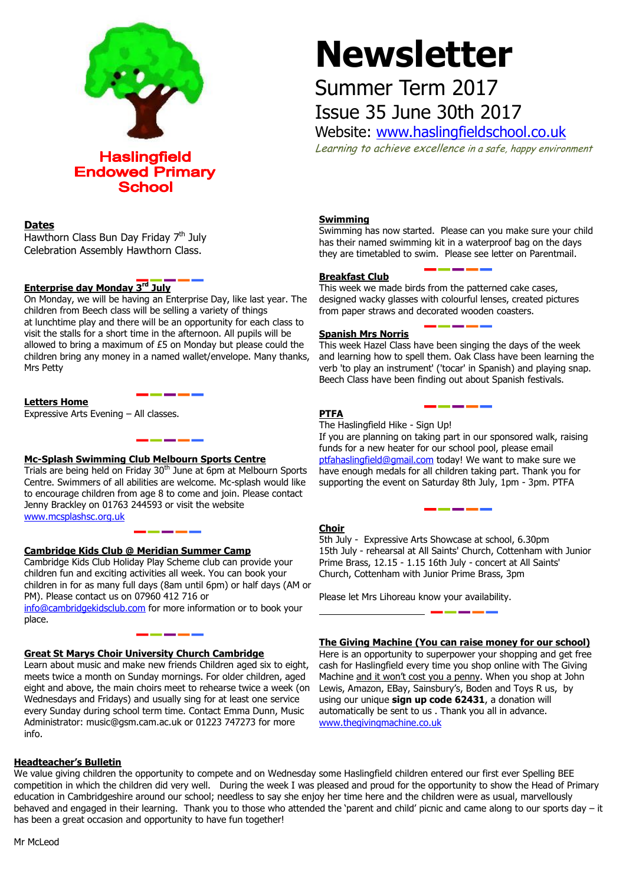**Haslingfield Endowed Primary School**

# Newsletter

Summer Term 2017

Issue 35 June 30th 2017

Website: www.haslingfieldschool.co.uk

*Learning to achieve excellence in a safe, happy environment*

## Dates

Hawthorn Class Bun Day Friday 7th July

Celebration Assembly Hawthorn Class.

## Enterprise day Monday 3rd July

On Monday, we will be having an Enterprise Day, like last year. The children from Beech class will be selling a variety of things at lunchtime play and there will be an opportunity for each class to visit the stalls for a short time in the afternoon. All pupils will be allowed to bring a maximum of £5 on Monday but please could the children bring any money in a named wallet/envelope. Many thanks, Mrs Petty

## Letters Home

Expressive Arts Evening – All classes.

## Mc-Splash Swimming Club Melbourn Sports Centre

Trials are being held on Friday 30th June at 6pm at Melbourn Sports Centre. Swimmers of all abilities are welcome. Mc-splash would like to encourage children from age 8 to come and join. Please contact Jenny Brackley on 01763 244593 or visit the website www.mcsplashsc.org.uk

## Cambridge Kids Club @ Meridian Summer Camp

Cambridge Kids Club Holiday Play Scheme club can provide your children fun and exciting activities all week. You can book your children in for as many full days (8am until 6pm) or half days (AM or PM). Please contact us on 07960 412 716 or info@cambridgekidsclub.com for more information or to book your place.

## Great St Marys Choir University Church Cambridge

Learn about music and make new friends Children aged six to eight, meets twice a month on Sunday mornings. For older children, aged eight and above, the main choirs meet to rehearse twice a week (on Wednesdays and Fridays) and usually sing for at least one service every Sunday during school term time. Contact Emma Dunn, Music Administrator: music@gsm.cam.ac.uk or 01223 747273 for more info.

## Swimming

Swimming has now started. Please can you make sure your child has their named swimming kit in a waterproof bag on the days they are timetabled to swim. Please see letter on Parentmail.

## Breakfast Club

This week we made birds from the patterned cake cases, designed wacky glasses with colourful lenses, created pictures from paper straws and decorated wooden coasters.

## Spanish Mrs Norris

This week Hazel Class have been singing the days of the week and learning how to spell them. Oak Class have been learning the verb 'to play an instrument' ('tocar' in Spanish) and playing snap. Beech Class have been finding out about Spanish festivals.

## PTFA

The Haslingfield Hike - Sign Up!

If you are planning on taking part in our sponsored walk, raising funds for a new heater for our school pool, please email ptfahaslingfield@gmail.com today! We want to make sure we have enough medals for all children taking part. Thank you for supporting the event on Saturday 8th July, 1pm - 3pm. PTFA

## Choir

5th July - Expressive Arts Showcase at school, 6.30pm

15th July - rehearsal at All Saints' Church, Cottenham with Junior Prime Brass, 12.15 - 1.15 16th July - concert at All Saints' Church, Cottenham with Junior Prime Brass, 3pm

Please let Mrs Lihoreau know your availability.

## The Giving Machine (You can raise money for our school)

Here is an opportunity to superpower your shopping and get free cash for Haslingfield every time you shop online with The Giving Machine and it won't cost you a penny. When you shop at John Lewis, Amazon, EBay, Sainsbury's, Boden and Toys R us, by using our unique **sign up code 62431**, a donation will automatically be sent to us . Thank you all in advance. www.thegivingmachine.co.uk

## Headteacher's Bulletin

We value giving children the opportunity to compete and on Wednesday some Haslingfield children entered our first ever Spelling BEE competition in which the children did very well. During the week I was pleased and proud for the opportunity to show the Head of Primary education in Cambridgeshire around our school; needless to say she enjoy her time here and the children were as usual, marvellously behaved and engaged in their learning. Thank you to those who attended the 'parent and child' picnic and came along to our sports day – it has been a great occasion and opportunity to have fun together!

Mr McLeod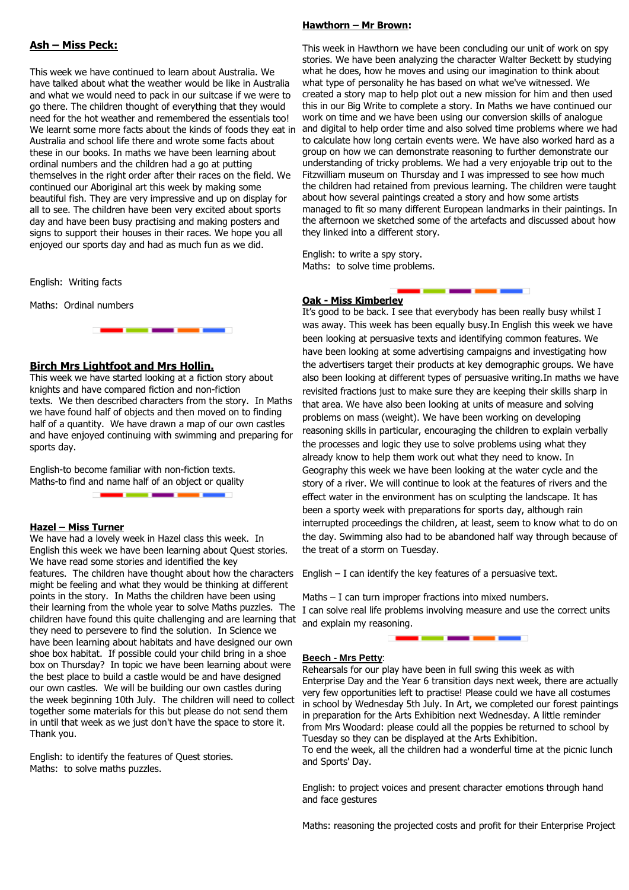## Ash – Miss Peck:

This week we have continued to learn about Australia. We have talked about what the weather would be like in Australia and what we would need to pack in our suitcase if we were to go there. The children thought of everything that they would need for the hot weather and remembered the essentials too! We learnt some more facts about the kinds of foods they eat in Australia and school life there and wrote some facts about these in our books. In maths we have been learning about ordinal numbers and the children had a go at putting themselves in the right order after their races on the field. We continued our Aboriginal art this week by making some beautiful fish. They are very impressive and up on display for all to see. The children have been very excited about sports day and have been busy practising and making posters and signs to support their houses in their races. We hope you all enjoyed our sports day and had as much fun as we did.

English: Writing facts

Maths: Ordinal numbers

## Birch Mrs Lightfoot and Mrs Hollin.

This week we have started looking at a fiction story about knights and have compared fiction and non-fiction texts. We then described characters from the story. In Maths we have found half of objects and then moved on to finding half of a quantity. We have drawn a map of our own castles and have enjoyed continuing with swimming and preparing for sports day.

English-to become familiar with non-fiction texts.
Maths-to find and name half of an object or quality

## Hazel – Miss Turner

We have had a lovely week in Hazel class this week. In English this week we have been learning about Quest stories. We have read some stories and identified the key features. The children have thought about how the characters might be feeling and what they would be thinking at different points in the story. In Maths the children have been using their learning from the whole year to solve Maths puzzles. The children have found this quite challenging and are learning that they need to persevere to find the solution. In Science we have been learning about habitats and have designed our own shoe box habitat. If possible could your child bring in a shoe box on Thursday? In topic we have been learning about were the best place to build a castle would be and have designed our own castles. We will be building our own castles during the week beginning 10th July. The children will need to collect together some materials for this but please do not send them in until that week as we just don't have the space to store it. Thank you.

English: to identify the features of Quest stories.
Maths: to solve maths puzzles.

## Hawthorn – Mr Brown:

This week in Hawthorn we have been concluding our unit of work on spy stories. We have been analyzing the character Walter Beckett by studying what he does, how he moves and using our imagination to think about what type of personality he has based on what we've witnessed. We created a story map to help plot out a new mission for him and then used this in our Big Write to complete a story. In Maths we have continued our work on time and we have been using our conversion skills of analogue and digital to help order time and also solved time problems where we had to calculate how long certain events were. We have also worked hard as a group on how we can demonstrate reasoning to further demonstrate our understanding of tricky problems. We had a very enjoyable trip out to the Fitzwilliam museum on Thursday and I was impressed to see how much the children had retained from previous learning. The children were taught about how several paintings created a story and how some artists managed to fit so many different European landmarks in their paintings. In the afternoon we sketched some of the artefacts and discussed about how they linked into a different story.

English: to write a spy story.
Maths: to solve time problems.

## Oak - Miss Kimberley

It's good to be back. I see that everybody has been really busy whilst I was away. This week has been equally busy.In English this week we have been looking at persuasive texts and identifying common features. We have been looking at some advertising campaigns and investigating how the advertisers target their products at key demographic groups. We have also been looking at different types of persuasive writing.In maths we have revisited fractions just to make sure they are keeping their skills sharp in that area. We have also been looking at units of measure and solving problems on mass (weight). We have been working on developing reasoning skills in particular, encouraging the children to explain verbally the processes and logic they use to solve problems using what they already know to help them work out what they need to know. In Geography this week we have been looking at the water cycle and the story of a river. We will continue to look at the features of rivers and the effect water in the environment has on sculpting the landscape. It has been a sporty week with preparations for sports day, although rain interrupted proceedings the children, at least, seem to know what to do on the day. Swimming also had to be abandoned half way through because of the treat of a storm on Tuesday.

English – I can identify the key features of a persuasive text.

Maths – I can turn improper fractions into mixed numbers.
I can solve real life problems involving measure and use the correct units and explain my reasoning.

## Beech - Mrs Petty:

Rehearsals for our play have been in full swing this week as with Enterprise Day and the Year 6 transition days next week, there are actually very few opportunities left to practise! Please could we have all costumes in school by Wednesday 5th July. In Art, we completed our forest paintings in preparation for the Arts Exhibition next Wednesday. A little reminder from Mrs Woodard: please could all the poppies be returned to school by Tuesday so they can be displayed at the Arts Exhibition.
To end the week, all the children had a wonderful time at the picnic lunch and Sports' Day.

English: to project voices and present character emotions through hand and face gestures

Maths: reasoning the projected costs and profit for their Enterprise Project